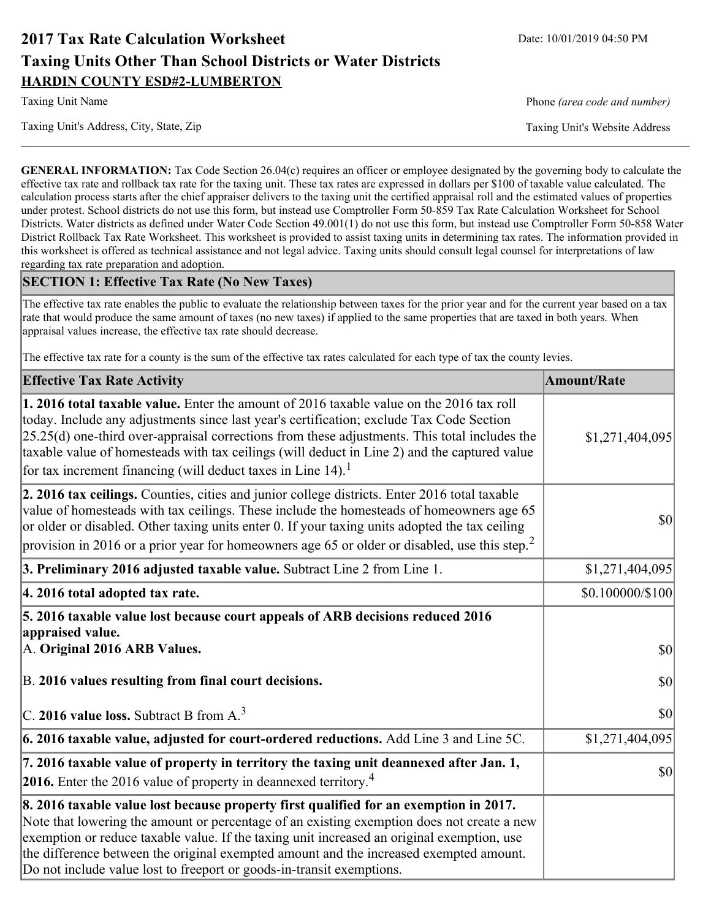# 2017 Tax Rate Calculation Worksheet

Date: 10/01/2019 04:50 PM

## Taxing Units Other Than School Districts or Water Districts

**HARDIN COUNTY ESD#2-LUMBERTON**

Taxing Unit Name | Phone *(area code and number)*

Taxing Unit's Address, City, State, Zip | Taxing Unit's Website Address

**GENERAL INFORMATION:** Tax Code Section 26.04(c) requires an officer or employee designated by the governing body to calculate the effective tax rate and rollback tax rate for the taxing unit. These tax rates are expressed in dollars per $100 of taxable value calculated. The calculation process starts after the chief appraiser delivers to the taxing unit the certified appraisal roll and the estimated values of properties under protest. School districts do not use this form, but instead use Comptroller Form 50-859 Tax Rate Calculation Worksheet for School Districts. Water districts as defined under Water Code Section 49.001(1) do not use this form, but instead use Comptroller Form 50-858 Water District Rollback Tax Rate Worksheet. This worksheet is provided to assist taxing units in determining tax rates. The information provided in this worksheet is offered as technical assistance and not legal advice. Taxing units should consult legal counsel for interpretations of law regarding tax rate preparation and adoption.

### SECTION 1: Effective Tax Rate (No New Taxes)

The effective tax rate enables the public to evaluate the relationship between taxes for the prior year and for the current year based on a tax rate that would produce the same amount of taxes (no new taxes) if applied to the same properties that are taxed in both years. When appraisal values increase, the effective tax rate should decrease.

The effective tax rate for a county is the sum of the effective tax rates calculated for each type of tax the county levies.

| Effective Tax Rate Activity | Amount/Rate |
|---|---|
| **1. 2016 total taxable value.** Enter the amount of 2016 taxable value on the 2016 tax roll today. Include any adjustments since last year's certification; exclude Tax Code Section 25.25(d) one-third over-appraisal corrections from these adjustments. This total includes the taxable value of homesteads with tax ceilings (will deduct in Line 2) and the captured value for tax increment financing (will deduct taxes in Line 14).[1] | $1,271,404,095 |
| **2. 2016 tax ceilings.** Counties, cities and junior college districts. Enter 2016 total taxable value of homesteads with tax ceilings. These include the homesteads of homeowners age 65 or older or disabled. Other taxing units enter 0. If your taxing units adopted the tax ceiling provision in 2016 or a prior year for homeowners age 65 or older or disabled, use this step.[2] | $0 |
| **3. Preliminary 2016 adjusted taxable value.** Subtract Line 2 from Line 1. | $1,271,404,095 |
| **4. 2016 total adopted tax rate.** | $0.100000/$100 |
| **5. 2016 taxable value lost because court appeals of ARB decisions reduced 2016 appraised value.** | |
| A. **Original 2016 ARB Values.** | $0 |
| B. **2016 values resulting from final court decisions.** | $0 |
| C. **2016 value loss.** Subtract B from A.[3] | $0 |
| **6. 2016 taxable value, adjusted for court-ordered reductions.** Add Line 3 and Line 5C. | $1,271,404,095 |
| **7. 2016 taxable value of property in territory the taxing unit deannexed after Jan. 1, 2016.** Enter the 2016 value of property in deannexed territory.[4] | $0 |
| **8. 2016 taxable value lost because property first qualified for an exemption in 2017.** Note that lowering the amount or percentage of an existing exemption does not create a new exemption or reduce taxable value. If the taxing unit increased an original exemption, use the difference between the original exempted amount and the increased exempted amount. Do not include value lost to freeport or goods-in-transit exemptions. | |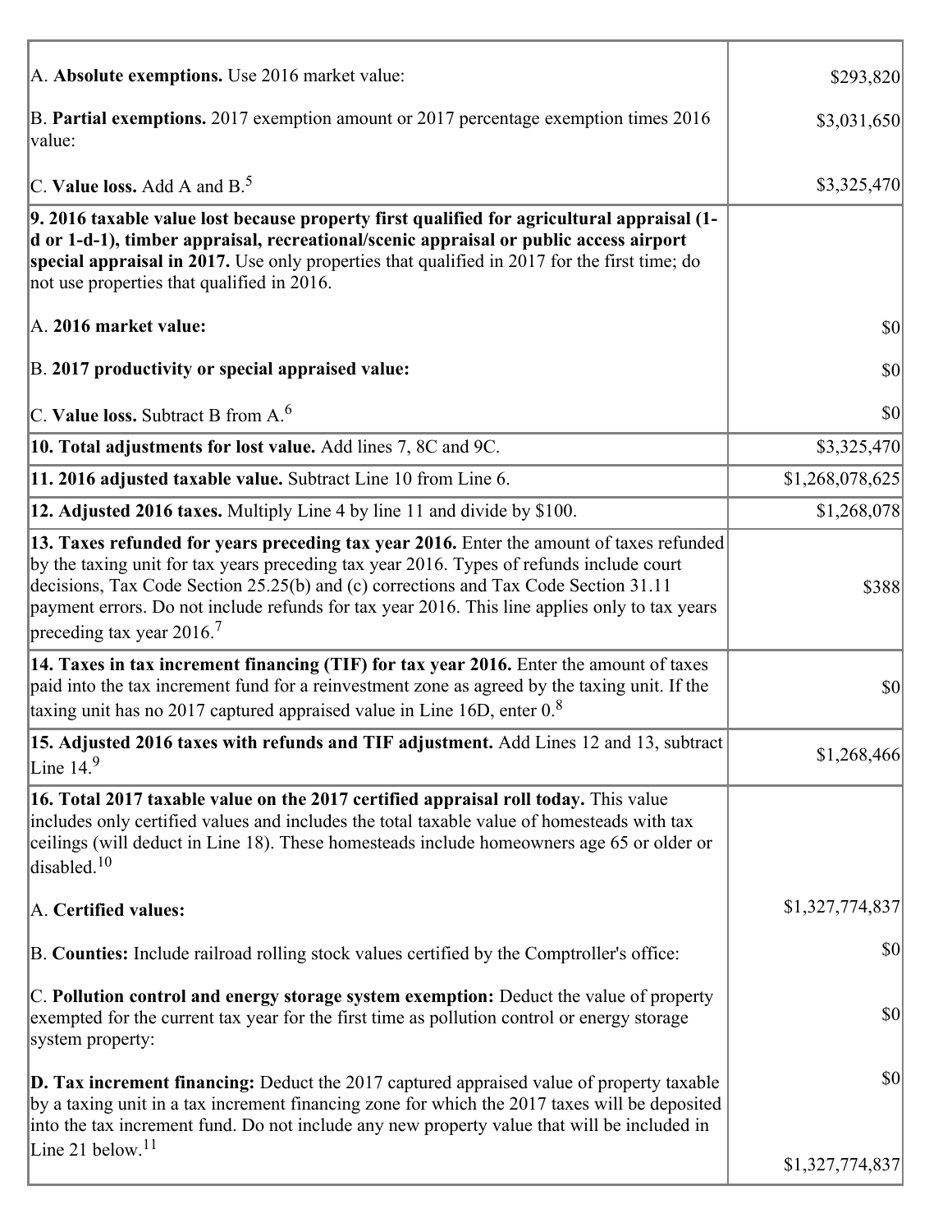| | |
|---|---|
| A. **Absolute exemptions.** Use 2016 market value: | $293,820 |
| B. **Partial exemptions.** 2017 exemption amount or 2017 percentage exemption times 2016 value: | $3,031,650 |
| C. **Value loss.** Add A and B.[5] | $3,325,470 |
| **9. 2016 taxable value lost because property first qualified for agricultural appraisal (1-d or 1-d-1), timber appraisal, recreational/scenic appraisal or public access airport special appraisal in 2017.** Use only properties that qualified in 2017 for the first time; do not use properties that qualified in 2016. | |
| A. **2016 market value:** | $0 |
| B. **2017 productivity or special appraised value:** | $0 |
| C. **Value loss.** Subtract B from A.[6] | $0 |
| **10. Total adjustments for lost value.** Add lines 7, 8C and 9C. | $3,325,470 |
| **11. 2016 adjusted taxable value.** Subtract Line 10 from Line 6. | $1,268,078,625 |
| **12. Adjusted 2016 taxes.** Multiply Line 4 by line 11 and divide by $100. | $1,268,078 |
| **13. Taxes refunded for years preceding tax year 2016.** Enter the amount of taxes refunded by the taxing unit for tax years preceding tax year 2016. Types of refunds include court decisions, Tax Code Section 25.25(b) and (c) corrections and Tax Code Section 31.11 payment errors. Do not include refunds for tax year 2016. This line applies only to tax years preceding tax year 2016.[7] | $388 |
| **14. Taxes in tax increment financing (TIF) for tax year 2016.** Enter the amount of taxes paid into the tax increment fund for a reinvestment zone as agreed by the taxing unit. If the taxing unit has no 2017 captured appraised value in Line 16D, enter 0.[8] | $0 |
| **15. Adjusted 2016 taxes with refunds and TIF adjustment.** Add Lines 12 and 13, subtract Line 14.[9] | $1,268,466 |
| **16. Total 2017 taxable value on the 2017 certified appraisal roll today.** This value includes only certified values and includes the total taxable value of homesteads with tax ceilings (will deduct in Line 18). These homesteads include homeowners age 65 or older or disabled.[10] | |
| A. **Certified values:** | $1,327,774,837 |
| B. **Counties:** Include railroad rolling stock values certified by the Comptroller's office: | $0 |
| C. **Pollution control and energy storage system exemption:** Deduct the value of property exempted for the current tax year for the first time as pollution control or energy storage system property: | $0 |
| **D. Tax increment financing:** Deduct the 2017 captured appraised value of property taxable by a taxing unit in a tax increment financing zone for which the 2017 taxes will be deposited into the tax increment fund. Do not include any new property value that will be included in Line 21 below.[11] | $0<br>$1,327,774,837 |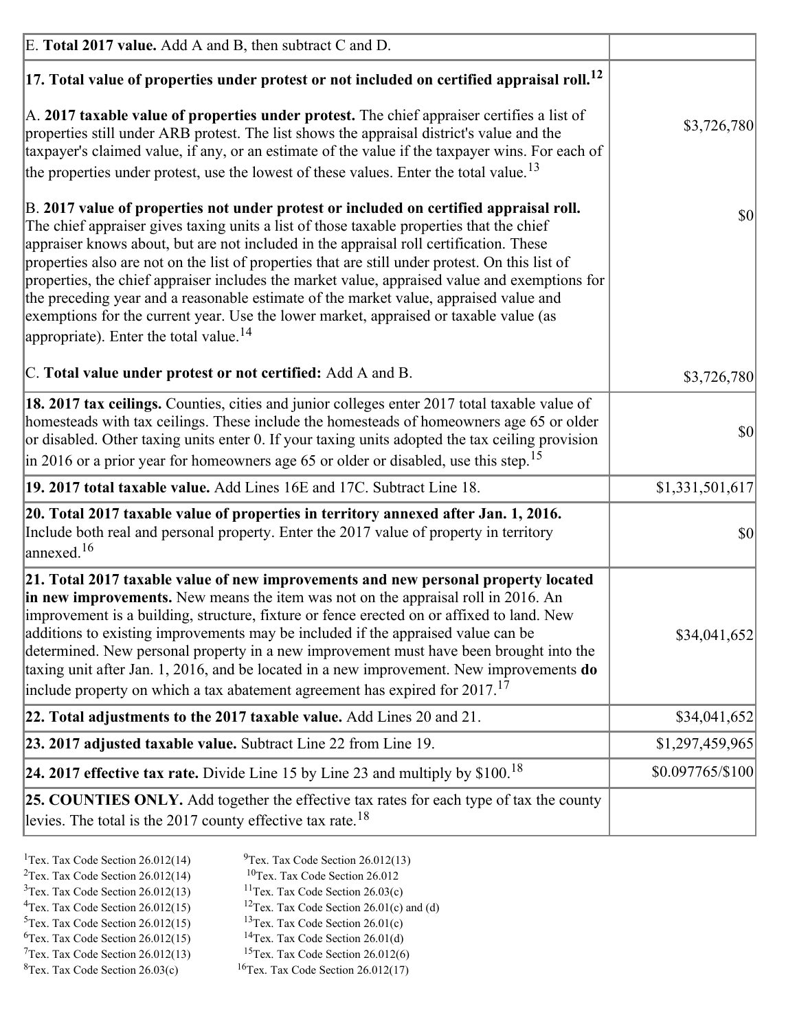| | |
|---|---|
| E. **Total 2017 value.** Add A and B, then subtract C and D. | |
| **17. Total value of properties under protest or not included on certified appraisal roll.**[12]<br><br>A. **2017 taxable value of properties under protest.** The chief appraiser certifies a list of properties still under ARB protest. The list shows the appraisal district's value and the taxpayer's claimed value, if any, or an estimate of the value if the taxpayer wins. For each of the properties under protest, use the lowest of these values. Enter the total value.[13] | $3,726,780 |
| B. **2017 value of properties not under protest or included on certified appraisal roll.** The chief appraiser gives taxing units a list of those taxable properties that the chief appraiser knows about, but are not included in the appraisal roll certification. These properties also are not on the list of properties that are still under protest. On this list of properties, the chief appraiser includes the market value, appraised value and exemptions for the preceding year and a reasonable estimate of the market value, appraised value and exemptions for the current year. Use the lower market, appraised or taxable value (as appropriate). Enter the total value.[14] | $0 |
| C. **Total value under protest or not certified:** Add A and B. | $3,726,780 |
| **18. 2017 tax ceilings.** Counties, cities and junior colleges enter 2017 total taxable value of homesteads with tax ceilings. These include the homesteads of homeowners age 65 or older or disabled. Other taxing units enter 0. If your taxing units adopted the tax ceiling provision in 2016 or a prior year for homeowners age 65 or older or disabled, use this step.[15] | $0 |
| **19. 2017 total taxable value.** Add Lines 16E and 17C. Subtract Line 18. | $1,331,501,617 |
| **20. Total 2017 taxable value of properties in territory annexed after Jan. 1, 2016.** Include both real and personal property. Enter the 2017 value of property in territory annexed.[16] | $0 |
| **21. Total 2017 taxable value of new improvements and new personal property located in new improvements.** New means the item was not on the appraisal roll in 2016. An improvement is a building, structure, fixture or fence erected on or affixed to land. New additions to existing improvements may be included if the appraised value can be determined. New personal property in a new improvement must have been brought into the taxing unit after Jan. 1, 2016, and be located in a new improvement. New improvements **do** include property on which a tax abatement agreement has expired for 2017.[17] | $34,041,652 |
| **22. Total adjustments to the 2017 taxable value.** Add Lines 20 and 21. | $34,041,652 |
| **23. 2017 adjusted taxable value.** Subtract Line 22 from Line 19. | $1,297,459,965 |
| **24. 2017 effective tax rate.** Divide Line 15 by Line 23 and multiply by $100.[18] | $0.097765/$100 |
| **25. COUNTIES ONLY.** Add together the effective tax rates for each type of tax the county levies. The total is the 2017 county effective tax rate.[18] | |

[1]Tex. Tax Code Section 26.012(14)
[2]Tex. Tax Code Section 26.012(14)
[3]Tex. Tax Code Section 26.012(13)
[4]Tex. Tax Code Section 26.012(15)
[5]Tex. Tax Code Section 26.012(15)
[6]Tex. Tax Code Section 26.012(15)
[7]Tex. Tax Code Section 26.012(13)
[8]Tex. Tax Code Section 26.03(c)
[9]Tex. Tax Code Section 26.012(13)
[10]Tex. Tax Code Section 26.012
[11]Tex. Tax Code Section 26.03(c)
[12]Tex. Tax Code Section 26.01(c) and (d)
[13]Tex. Tax Code Section 26.01(c)
[14]Tex. Tax Code Section 26.01(d)
[15]Tex. Tax Code Section 26.012(6)
[16]Tex. Tax Code Section 26.012(17)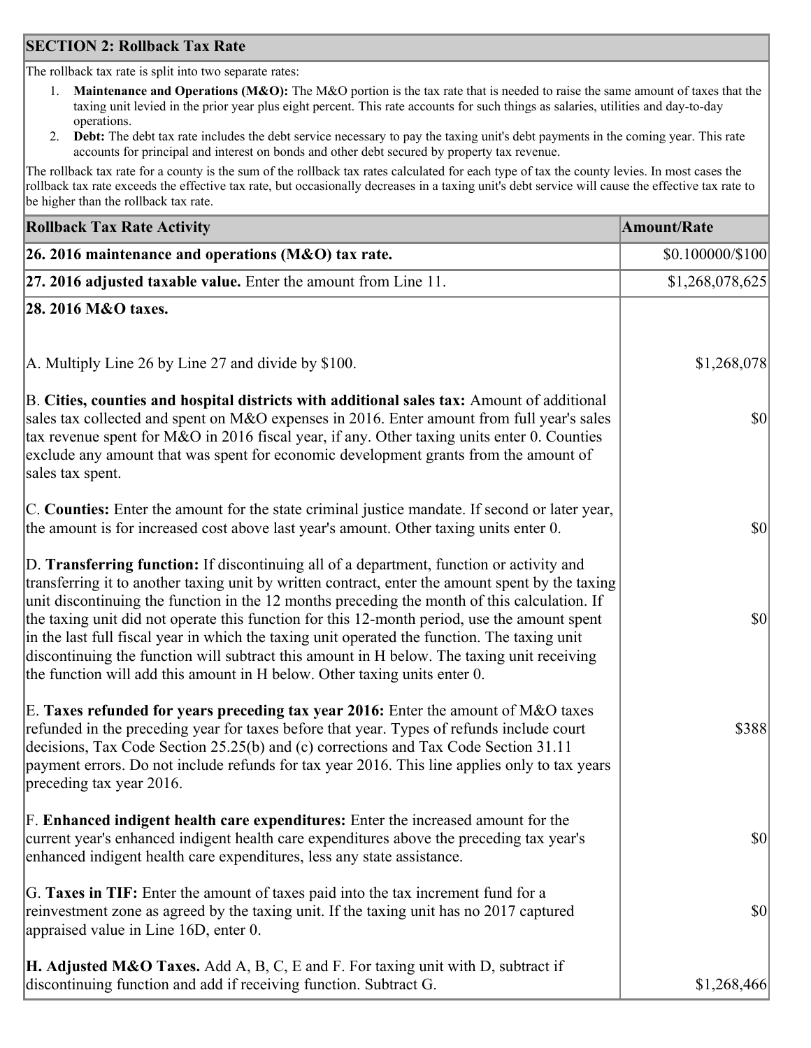## SECTION 2: Rollback Tax Rate

The rollback tax rate is split into two separate rates:

1. **Maintenance and Operations (M&O):** The M&O portion is the tax rate that is needed to raise the same amount of taxes that the taxing unit levied in the prior year plus eight percent. This rate accounts for such things as salaries, utilities and day-to-day operations.
2. **Debt:** The debt tax rate includes the debt service necessary to pay the taxing unit's debt payments in the coming year. This rate accounts for principal and interest on bonds and other debt secured by property tax revenue.

The rollback tax rate for a county is the sum of the rollback tax rates calculated for each type of tax the county levies. In most cases the rollback tax rate exceeds the effective tax rate, but occasionally decreases in a taxing unit's debt service will cause the effective tax rate to be higher than the rollback tax rate.

| Rollback Tax Rate Activity | Amount/Rate |
|---|---|
| **26. 2016 maintenance and operations (M&O) tax rate.** | $0.100000/$100 |
| **27. 2016 adjusted taxable value.** Enter the amount from Line 11. | $1,268,078,625 |
| **28. 2016 M&O taxes.** | |
| A. Multiply Line 26 by Line 27 and divide by $100. | $1,268,078 |
| B. **Cities, counties and hospital districts with additional sales tax:** Amount of additional sales tax collected and spent on M&O expenses in 2016. Enter amount from full year's sales tax revenue spent for M&O in 2016 fiscal year, if any. Other taxing units enter 0. Counties exclude any amount that was spent for economic development grants from the amount of sales tax spent. | $0 |
| C. **Counties:** Enter the amount for the state criminal justice mandate. If second or later year, the amount is for increased cost above last year's amount. Other taxing units enter 0. | $0 |
| D. **Transferring function:** If discontinuing all of a department, function or activity and transferring it to another taxing unit by written contract, enter the amount spent by the taxing unit discontinuing the function in the 12 months preceding the month of this calculation. If the taxing unit did not operate this function for this 12-month period, use the amount spent in the last full fiscal year in which the taxing unit operated the function. The taxing unit discontinuing the function will subtract this amount in H below. The taxing unit receiving the function will add this amount in H below. Other taxing units enter 0. | $0 |
| E. **Taxes refunded for years preceding tax year 2016:** Enter the amount of M&O taxes refunded in the preceding year for taxes before that year. Types of refunds include court decisions, Tax Code Section 25.25(b) and (c) corrections and Tax Code Section 31.11 payment errors. Do not include refunds for tax year 2016. This line applies only to tax years preceding tax year 2016. | $388 |
| F. **Enhanced indigent health care expenditures:** Enter the increased amount for the current year's enhanced indigent health care expenditures above the preceding tax year's enhanced indigent health care expenditures, less any state assistance. | $0 |
| G. **Taxes in TIF:** Enter the amount of taxes paid into the tax increment fund for a reinvestment zone as agreed by the taxing unit. If the taxing unit has no 2017 captured appraised value in Line 16D, enter 0. | $0 |
| **H. Adjusted M&O Taxes.** Add A, B, C, E and F. For taxing unit with D, subtract if discontinuing function and add if receiving function. Subtract G. | $1,268,466 |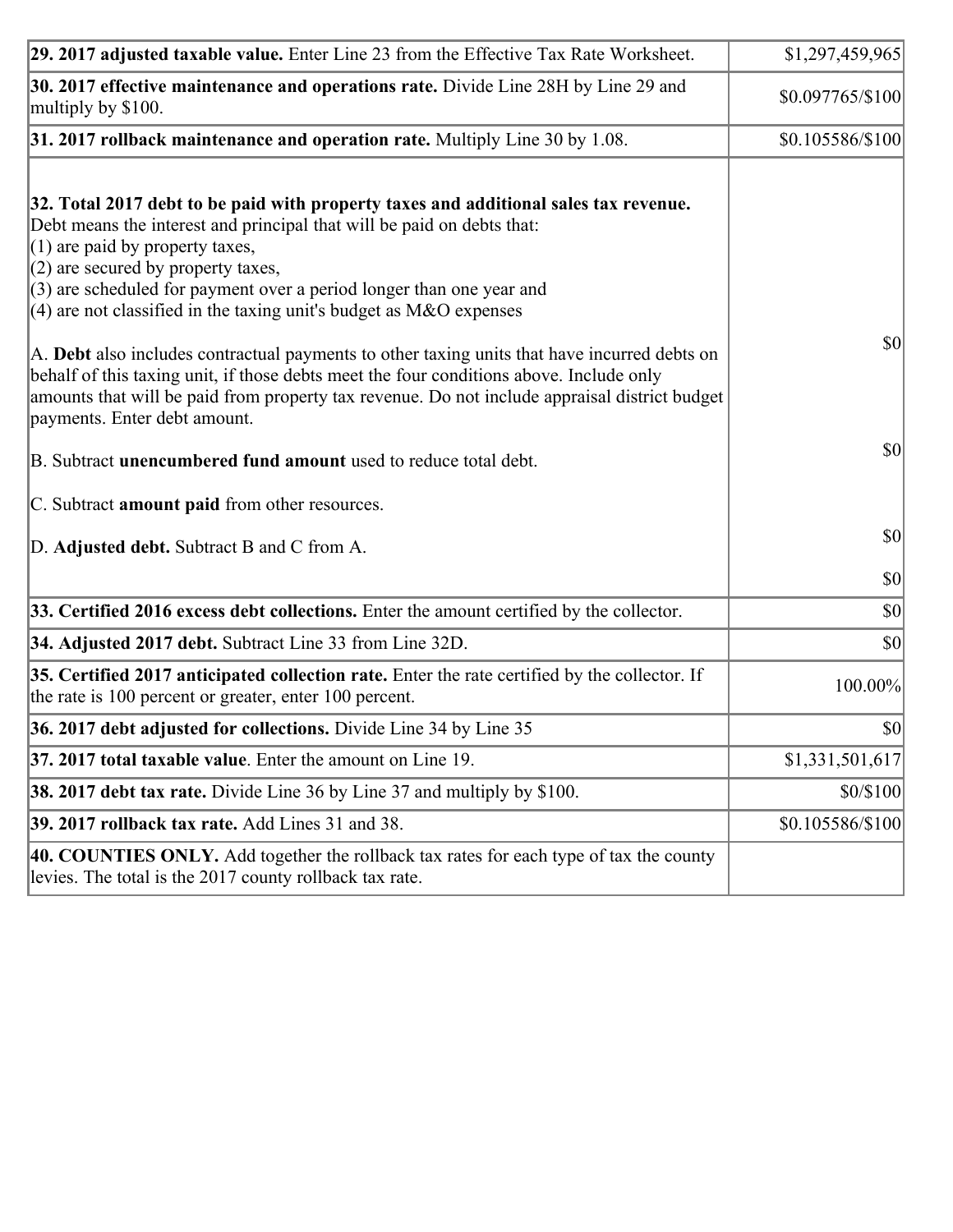| | |
|---|---|
| **29. 2017 adjusted taxable value.** Enter Line 23 from the Effective Tax Rate Worksheet. | $1,297,459,965 |
| **30. 2017 effective maintenance and operations rate.** Divide Line 28H by Line 29 and multiply by $100. | $0.097765/$100 |
| **31. 2017 rollback maintenance and operation rate.** Multiply Line 30 by 1.08. | $0.105586/$100 |
| **32. Total 2017 debt to be paid with property taxes and additional sales tax revenue.** Debt means the interest and principal that will be paid on debts that:<br>(1) are paid by property taxes,<br>(2) are secured by property taxes,<br>(3) are scheduled for payment over a period longer than one year and<br>(4) are not classified in the taxing unit's budget as M&O expenses<br><br>A. **Debt** also includes contractual payments to other taxing units that have incurred debts on behalf of this taxing unit, if those debts meet the four conditions above. Include only amounts that will be paid from property tax revenue. Do not include appraisal district budget payments. Enter debt amount.<br><br>B. Subtract **unencumbered fund amount** used to reduce total debt.<br><br>C. Subtract **amount paid** from other resources.<br><br>D. **Adjusted debt.** Subtract B and C from A. | $0<br><br>$0<br><br>$0<br><br>$0 |
| **33. Certified 2016 excess debt collections.** Enter the amount certified by the collector. | $0 |
| **34. Adjusted 2017 debt.** Subtract Line 33 from Line 32D. | $0 |
| **35. Certified 2017 anticipated collection rate.** Enter the rate certified by the collector. If the rate is 100 percent or greater, enter 100 percent. | 100.00% |
| **36. 2017 debt adjusted for collections.** Divide Line 34 by Line 35 | $0 |
| **37. 2017 total taxable value**. Enter the amount on Line 19. | $1,331,501,617 |
| **38. 2017 debt tax rate.** Divide Line 36 by Line 37 and multiply by $100. | $0/$100 |
| **39. 2017 rollback tax rate.** Add Lines 31 and 38. | $0.105586/$100 |
| **40. COUNTIES ONLY.** Add together the rollback tax rates for each type of tax the county levies. The total is the 2017 county rollback tax rate. | |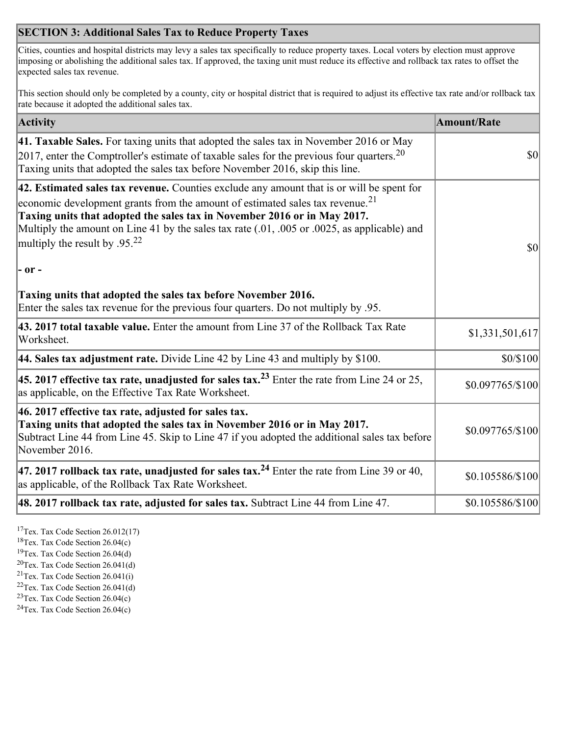## SECTION 3: Additional Sales Tax to Reduce Property Taxes

Cities, counties and hospital districts may levy a sales tax specifically to reduce property taxes. Local voters by election must approve imposing or abolishing the additional sales tax. If approved, the taxing unit must reduce its effective and rollback tax rates to offset the expected sales tax revenue.

This section should only be completed by a county, city or hospital district that is required to adjust its effective tax rate and/or rollback tax rate because it adopted the additional sales tax.

| Activity | Amount/Rate |
|---|---|
| **41. Taxable Sales.** For taxing units that adopted the sales tax in November 2016 or May 2017, enter the Comptroller's estimate of taxable sales for the previous four quarters.[20] Taxing units that adopted the sales tax before November 2016, skip this line. | $0 |
| **42. Estimated sales tax revenue.** Counties exclude any amount that is or will be spent for economic development grants from the amount of estimated sales tax revenue.[21] **Taxing units that adopted the sales tax in November 2016 or in May 2017.** Multiply the amount on Line 41 by the sales tax rate (.01, .005 or .0025, as applicable) and multiply the result by .95.[22] **- or -** **Taxing units that adopted the sales tax before November 2016.** Enter the sales tax revenue for the previous four quarters. Do not multiply by .95. | $0 |
| **43. 2017 total taxable value.** Enter the amount from Line 37 of the Rollback Tax Rate Worksheet. | $1,331,501,617 |
| **44. Sales tax adjustment rate.** Divide Line 42 by Line 43 and multiply by $100. | $0/$100 |
| **45. 2017 effective tax rate, unadjusted for sales tax.**[23] Enter the rate from Line 24 or 25, as applicable, on the Effective Tax Rate Worksheet. | $0.097765/$100 |
| **46. 2017 effective tax rate, adjusted for sales tax.** **Taxing units that adopted the sales tax in November 2016 or in May 2017.** Subtract Line 44 from Line 45. Skip to Line 47 if you adopted the additional sales tax before November 2016. | $0.097765/$100 |
| **47. 2017 rollback tax rate, unadjusted for sales tax.**[24] Enter the rate from Line 39 or 40, as applicable, of the Rollback Tax Rate Worksheet. | $0.105586/$100 |
| **48. 2017 rollback tax rate, adjusted for sales tax.** Subtract Line 44 from Line 47. | $0.105586/$100 |

[17]Tex. Tax Code Section 26.012(17)
[18]Tex. Tax Code Section 26.04(c)
[19]Tex. Tax Code Section 26.04(d)
[20]Tex. Tax Code Section 26.041(d)
[21]Tex. Tax Code Section 26.041(i)
[22]Tex. Tax Code Section 26.041(d)
[23]Tex. Tax Code Section 26.04(c)
[24]Tex. Tax Code Section 26.04(c)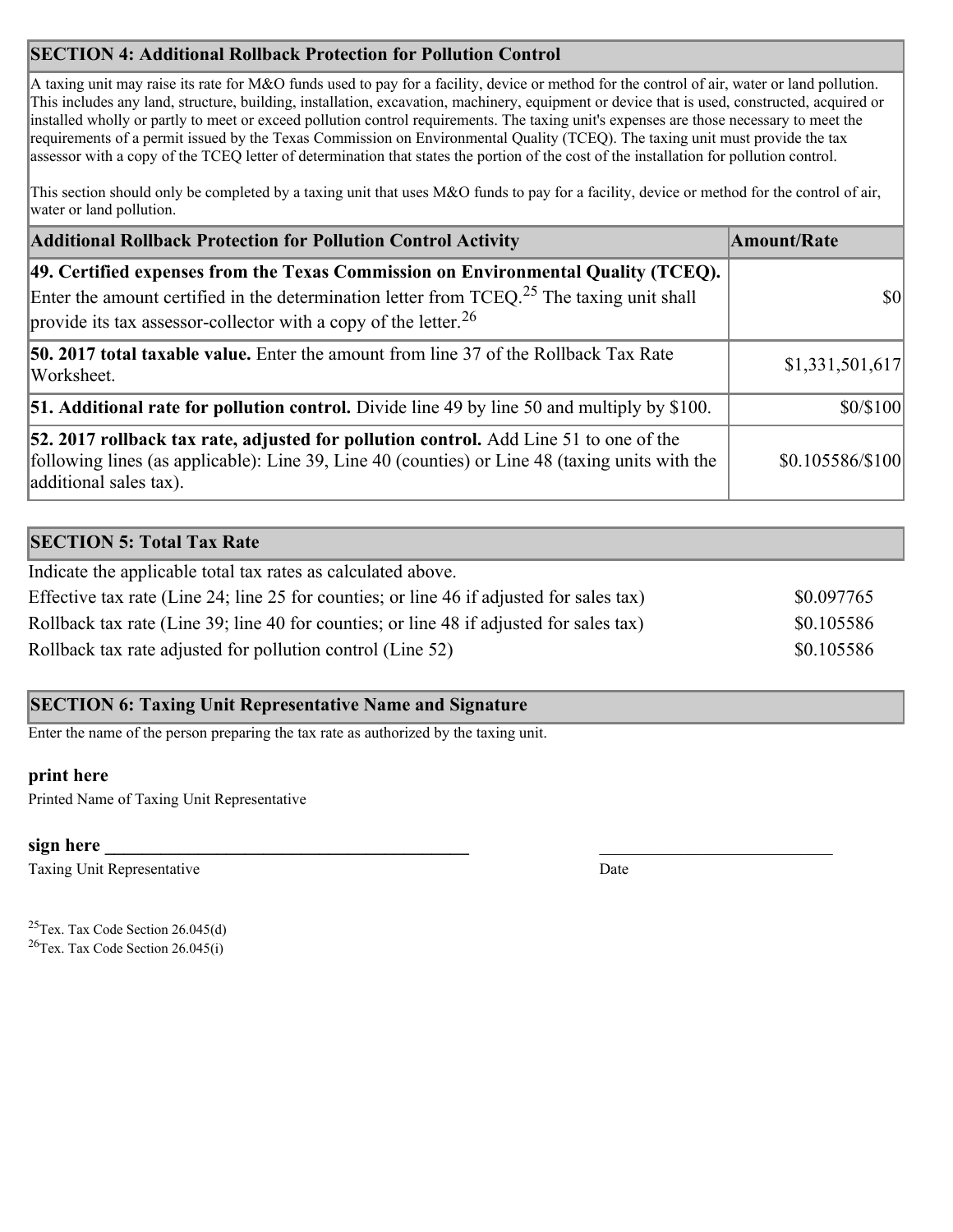## SECTION 4: Additional Rollback Protection for Pollution Control

A taxing unit may raise its rate for M&O funds used to pay for a facility, device or method for the control of air, water or land pollution. This includes any land, structure, building, installation, excavation, machinery, equipment or device that is used, constructed, acquired or installed wholly or partly to meet or exceed pollution control requirements. The taxing unit's expenses are those necessary to meet the requirements of a permit issued by the Texas Commission on Environmental Quality (TCEQ). The taxing unit must provide the tax assessor with a copy of the TCEQ letter of determination that states the portion of the cost of the installation for pollution control.

This section should only be completed by a taxing unit that uses M&O funds to pay for a facility, device or method for the control of air, water or land pollution.

| Additional Rollback Protection for Pollution Control Activity | Amount/Rate |
|---|---|
| **49. Certified expenses from the Texas Commission on Environmental Quality (TCEQ).** Enter the amount certified in the determination letter from TCEQ.[25] The taxing unit shall provide its tax assessor-collector with a copy of the letter.[26] | $0 |
| **50. 2017 total taxable value.** Enter the amount from line 37 of the Rollback Tax Rate Worksheet. | $1,331,501,617 |
| **51. Additional rate for pollution control.** Divide line 49 by line 50 and multiply by $100. | $0/$100 |
| **52. 2017 rollback tax rate, adjusted for pollution control.** Add Line 51 to one of the following lines (as applicable): Line 39, Line 40 (counties) or Line 48 (taxing units with the additional sales tax). | $0.105586/$100 |

## SECTION 5: Total Tax Rate

Indicate the applicable total tax rates as calculated above.

| | |
|---|---|
| Effective tax rate (Line 24; line 25 for counties; or line 46 if adjusted for sales tax) | $0.097765 |
| Rollback tax rate (Line 39; line 40 for counties; or line 48 if adjusted for sales tax) | $0.105586 |
| Rollback tax rate adjusted for pollution control (Line 52) | $0.105586 |

## SECTION 6: Taxing Unit Representative Name and Signature

Enter the name of the person preparing the tax rate as authorized by the taxing unit.

**print here**

Printed Name of Taxing Unit Representative

**sign here** ________________________________________ ____________________________

Taxing Unit Representative Date

[25] Tex. Tax Code Section 26.045(d)

[26] Tex. Tax Code Section 26.045(i)